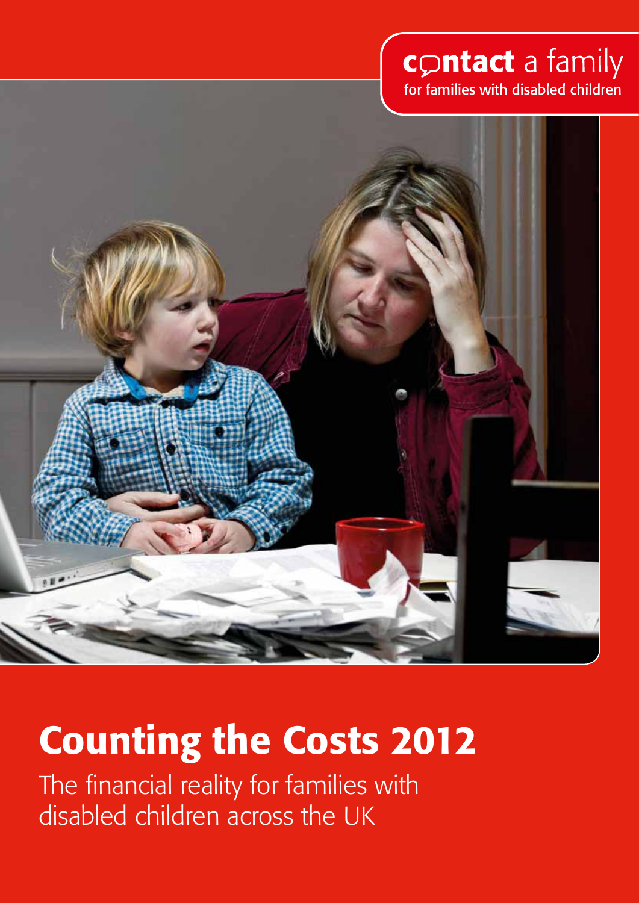contact a family
for families with disabled children

# Counting the Costs 2012

The financial reality for families with disabled children across the UK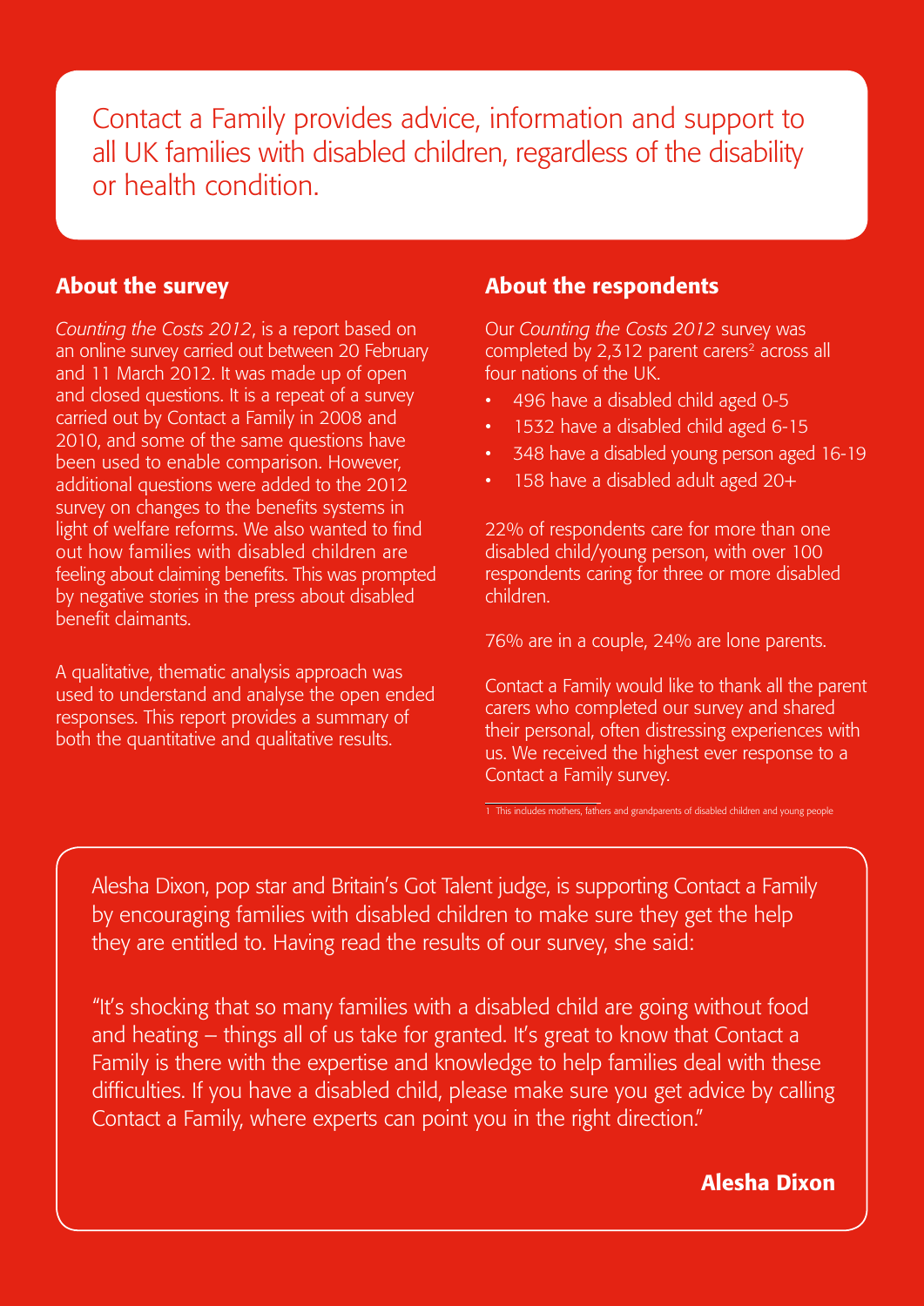Contact a Family provides advice, information and support to all UK families with disabled children, regardless of the disability or health condition.

## About the survey

*Counting the Costs 2012*, is a report based on an online survey carried out between 20 February and 11 March 2012. It was made up of open and closed questions. It is a repeat of a survey carried out by Contact a Family in 2008 and 2010, and some of the same questions have been used to enable comparison. However, additional questions were added to the 2012 survey on changes to the benefits systems in light of welfare reforms. We also wanted to find out how families with disabled children are feeling about claiming benefits. This was prompted by negative stories in the press about disabled benefit claimants.

A qualitative, thematic analysis approach was used to understand and analyse the open ended responses. This report provides a summary of both the quantitative and qualitative results.

## About the respondents

Our *Counting the Costs 2012* survey was completed by 2,312 parent carers[2] across all four nations of the UK.

- 496 have a disabled child aged 0-5
- 1532 have a disabled child aged 6-15
- 348 have a disabled young person aged 16-19
- 158 have a disabled adult aged 20+

22% of respondents care for more than one disabled child/young person, with over 100 respondents caring for three or more disabled children.

76% are in a couple, 24% are lone parents.

Contact a Family would like to thank all the parent carers who completed our survey and shared their personal, often distressing experiences with us. We received the highest ever response to a Contact a Family survey.

1 This includes mothers, fathers and grandparents of disabled children and young people

Alesha Dixon, pop star and Britain's Got Talent judge, is supporting Contact a Family by encouraging families with disabled children to make sure they get the help they are entitled to. Having read the results of our survey, she said:

"It's shocking that so many families with a disabled child are going without food and heating – things all of us take for granted. It's great to know that Contact a Family is there with the expertise and knowledge to help families deal with these difficulties. If you have a disabled child, please make sure you get advice by calling Contact a Family, where experts can point you in the right direction."

**Alesha Dixon**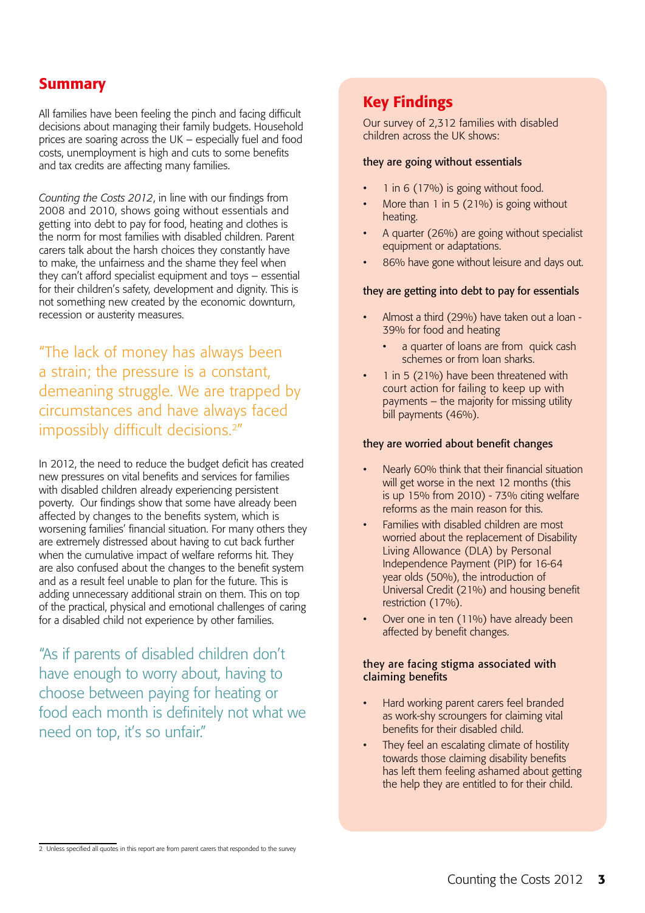## Summary

All families have been feeling the pinch and facing difficult decisions about managing their family budgets. Household prices are soaring across the UK – especially fuel and food costs, unemployment is high and cuts to some benefits and tax credits are affecting many families.

*Counting the Costs 2012*, in line with our findings from 2008 and 2010, shows going without essentials and getting into debt to pay for food, heating and clothes is the norm for most families with disabled children. Parent carers talk about the harsh choices they constantly have to make, the unfairness and the shame they feel when they can't afford specialist equipment and toys – essential for their children's safety, development and dignity. This is not something new created by the economic downturn, recession or austerity measures.

"The lack of money has always been a strain; the pressure is a constant, demeaning struggle. We are trapped by circumstances and have always faced impossibly difficult decisions.[2]"

In 2012, the need to reduce the budget deficit has created new pressures on vital benefits and services for families with disabled children already experiencing persistent poverty. Our findings show that some have already been affected by changes to the benefits system, which is worsening families' financial situation. For many others they are extremely distressed about having to cut back further when the cumulative impact of welfare reforms hit. They are also confused about the changes to the benefit system and as a result feel unable to plan for the future. This is adding unnecessary additional strain on them. This on top of the practical, physical and emotional challenges of caring for a disabled child not experience by other families.

"As if parents of disabled children don't have enough to worry about, having to choose between paying for heating or food each month is definitely not what we need on top, it's so unfair."

## Key Findings

Our survey of 2,312 families with disabled children across the UK shows:

**they are going without essentials**

- 1 in 6 (17%) is going without food.
- More than 1 in 5 (21%) is going without heating.
- A quarter (26%) are going without specialist equipment or adaptations.
- 86% have gone without leisure and days out.

**they are getting into debt to pay for essentials**

- Almost a third (29%) have taken out a loan - 39% for food and heating
  - a quarter of loans are from quick cash schemes or from loan sharks.
- 1 in 5 (21%) have been threatened with court action for failing to keep up with payments – the majority for missing utility bill payments (46%).

**they are worried about benefit changes**

- Nearly 60% think that their financial situation will get worse in the next 12 months (this is up 15% from 2010) - 73% citing welfare reforms as the main reason for this.
- Families with disabled children are most worried about the replacement of Disability Living Allowance (DLA) by Personal Independence Payment (PIP) for 16-64 year olds (50%), the introduction of Universal Credit (21%) and housing benefit restriction (17%).
- Over one in ten (11%) have already been affected by benefit changes.

**they are facing stigma associated with claiming benefits**

- Hard working parent carers feel branded as work-shy scroungers for claiming vital benefits for their disabled child.
- They feel an escalating climate of hostility towards those claiming disability benefits has left them feeling ashamed about getting the help they are entitled to for their child.

---

2 Unless specified all quotes in this report are from parent carers that responded to the survey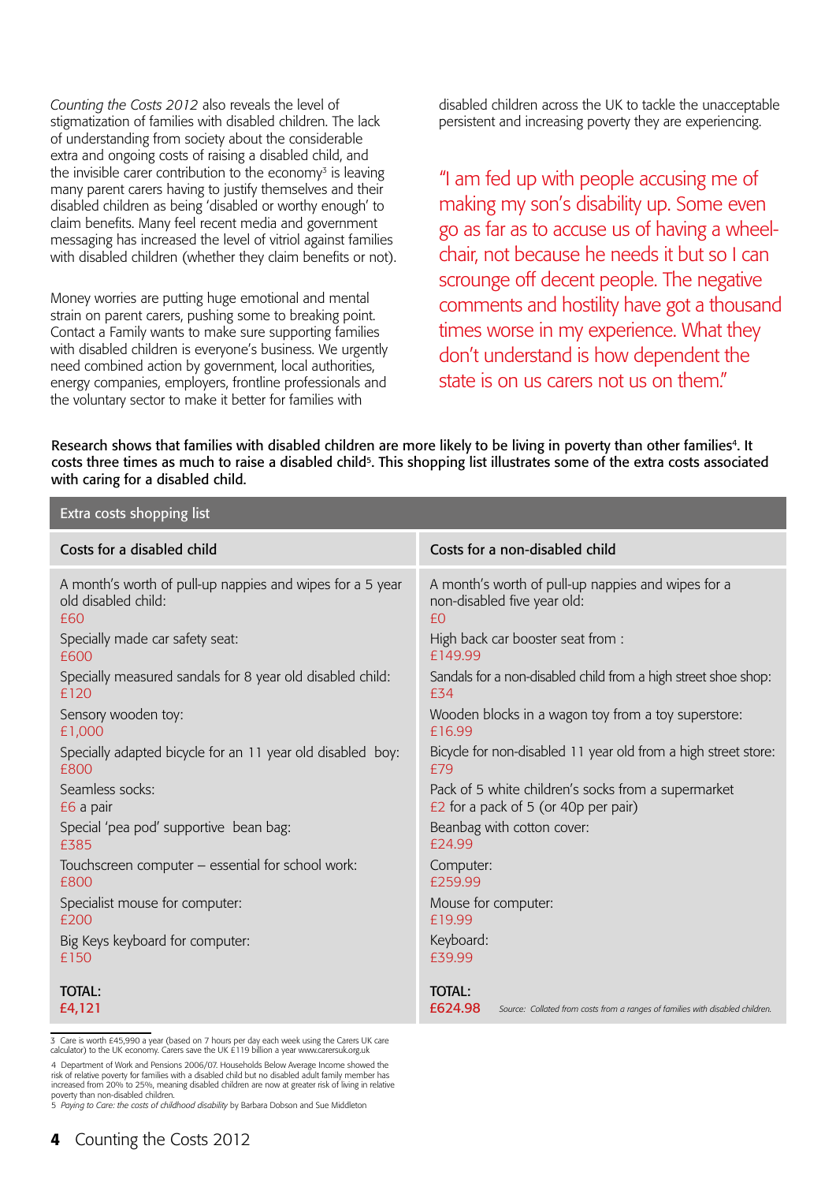*Counting the Costs 2012* also reveals the level of stigmatization of families with disabled children. The lack of understanding from society about the considerable extra and ongoing costs of raising a disabled child, and the invisible carer contribution to the economy[3] is leaving many parent carers having to justify themselves and their disabled children as being 'disabled or worthy enough' to claim benefits. Many feel recent media and government messaging has increased the level of vitriol against families with disabled children (whether they claim benefits or not).

Money worries are putting huge emotional and mental strain on parent carers, pushing some to breaking point. Contact a Family wants to make sure supporting families with disabled children is everyone's business. We urgently need combined action by government, local authorities, energy companies, employers, frontline professionals and the voluntary sector to make it better for families with disabled children across the UK to tackle the unacceptable persistent and increasing poverty they are experiencing.

"I am fed up with people accusing me of making my son's disability up. Some even go as far as to accuse us of having a wheelchair, not because he needs it but so I can scrounge off decent people. The negative comments and hostility have got a thousand times worse in my experience. What they don't understand is how dependent the state is on us carers not us on them."

**Research shows that families with disabled children are more likely to be living in poverty than other families[4]. It costs three times as much to raise a disabled child[5]. This shopping list illustrates some of the extra costs associated with caring for a disabled child.**

**Extra costs shopping list**

| Costs for a disabled child | Costs for a non-disabled child |
|---|---|
| A month's worth of pull-up nappies and wipes for a 5 year old disabled child: £60 | A month's worth of pull-up nappies and wipes for a non-disabled five year old: £0 |
| Specially made car safety seat: £600 | High back car booster seat from : £149.99 |
| Specially measured sandals for 8 year old disabled child: £120 | Sandals for a non-disabled child from a high street shoe shop: £34 |
| Sensory wooden toy: £1,000 | Wooden blocks in a wagon toy from a toy superstore: £16.99 |
| Specially adapted bicycle for an 11 year old disabled boy: £800 | Bicycle for non-disabled 11 year old from a high street store: £79 |
| Seamless socks: £6 a pair | Pack of 5 white children's socks from a supermarket £2 for a pack of 5 (or 40p per pair) |
| Special 'pea pod' supportive bean bag: £385 | Beanbag with cotton cover: £24.99 |
| Touchscreen computer – essential for school work: £800 | Computer: £259.99 |
| Specialist mouse for computer: £200 | Mouse for computer: £19.99 |
| Big Keys keyboard for computer: £150 | Keyboard: £39.99 |
| **TOTAL: £4,121** | **TOTAL: £624.98** |

*Source: Collated from costs from a ranges of families with disabled children.*

3 Care is worth £45,990 a year (based on 7 hours per day each week using the Carers UK care calculator) to the UK economy. Carers save the UK £119 billion a year www.carersuk.org.uk

4 Department of Work and Pensions 2006/07. Households Below Average Income showed the risk of relative poverty for families with a disabled child but no disabled adult family member has increased from 20% to 25%, meaning disabled children are now at greater risk of living in relative poverty than non-disabled children.

5 *Paying to Care: the costs of childhood disability* by Barbara Dobson and Sue Middleton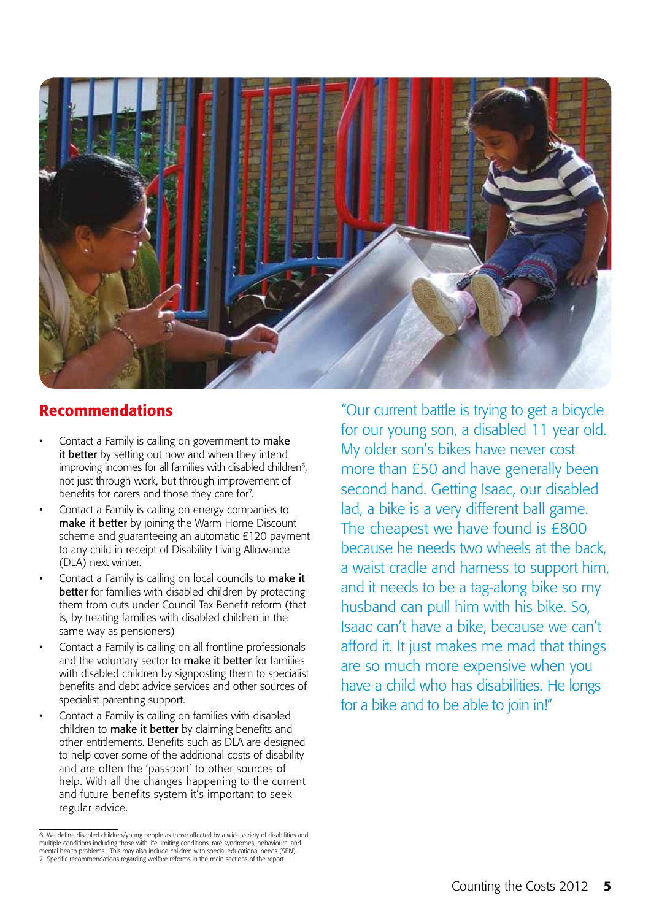## Recommendations

- Contact a Family is calling on government to **make it better** by setting out how and when they intend improving incomes for all families with disabled children[6], not just through work, but through improvement of benefits for carers and those they care for[7].
- Contact a Family is calling on energy companies to **make it better** by joining the Warm Home Discount scheme and guaranteeing an automatic £120 payment to any child in receipt of Disability Living Allowance (DLA) next winter.
- Contact a Family is calling on local councils to **make it better** for families with disabled children by protecting them from cuts under Council Tax Benefit reform (that is, by treating families with disabled children in the same way as pensioners)
- Contact a Family is calling on all frontline professionals and the voluntary sector to **make it better** for families with disabled children by signposting them to specialist benefits and debt advice services and other sources of specialist parenting support.
- Contact a Family is calling on families with disabled children to **make it better** by claiming benefits and other entitlements. Benefits such as DLA are designed to help cover some of the additional costs of disability and are often the 'passport' to other sources of help. With all the changes happening to the current and future benefits system it's important to seek regular advice.

"Our current battle is trying to get a bicycle for our young son, a disabled 11 year old. My older son's bikes have never cost more than £50 and have generally been second hand. Getting Isaac, our disabled lad, a bike is a very different ball game. The cheapest we have found is £800 because he needs two wheels at the back, a waist cradle and harness to support him, and it needs to be a tag-along bike so my husband can pull him with his bike. So, Isaac can't have a bike, because we can't afford it. It just makes me mad that things are so much more expensive when you have a child who has disabilities. He longs for a bike and to be able to join in!"

---

6 We define disabled children/young people as those affected by a wide variety of disabilities and multiple conditions including those with life limiting conditions, rare syndromes, behavioural and mental health problems. This may also include children with special educational needs (SEN).

7 Specific recommendations regarding welfare reforms in the main sections of the report.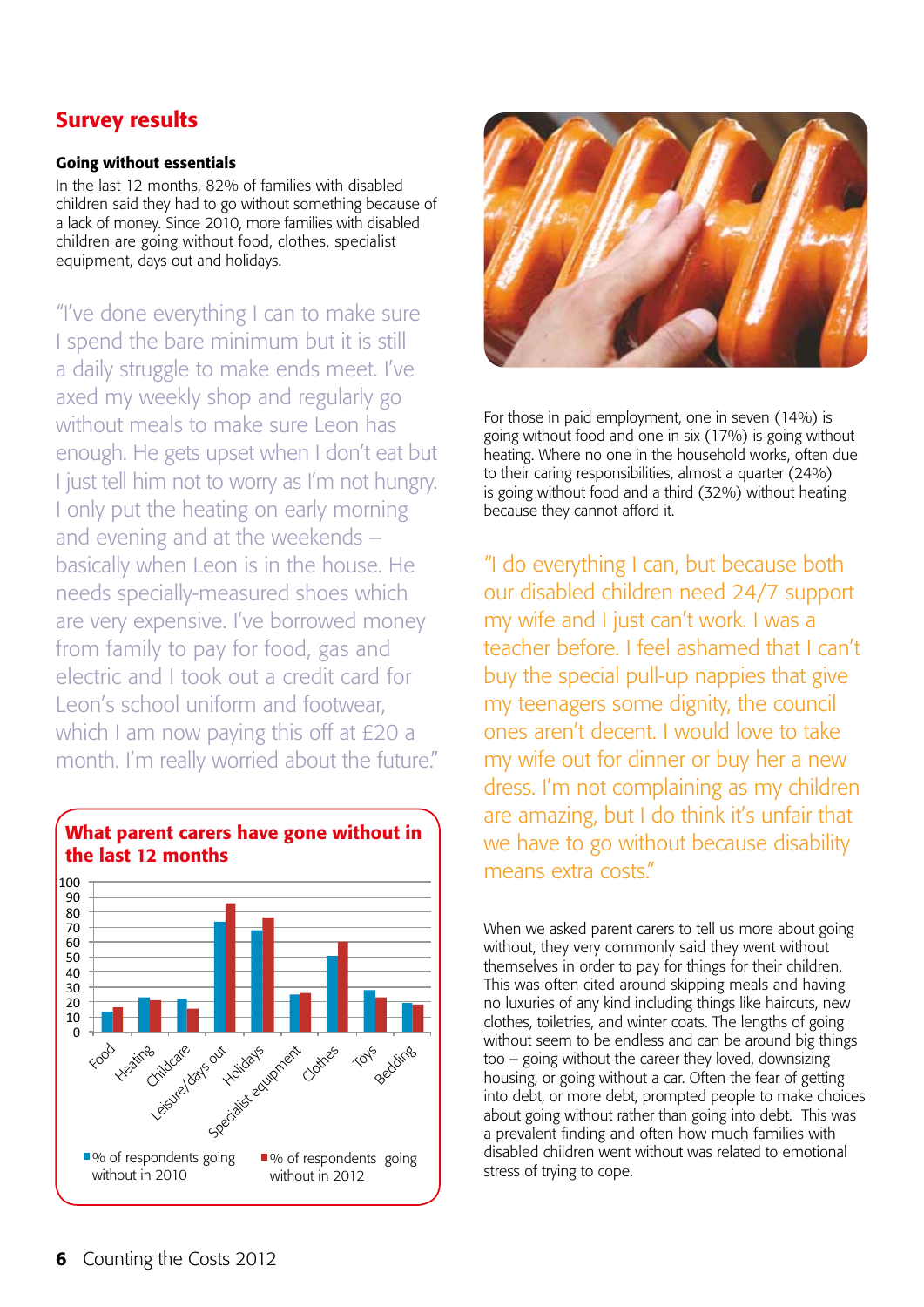## Survey results

### Going without essentials

In the last 12 months, 82% of families with disabled children said they had to go without something because of a lack of money. Since 2010, more families with disabled children are going without food, clothes, specialist equipment, days out and holidays.

"I've done everything I can to make sure I spend the bare minimum but it is still a daily struggle to make ends meet. I've axed my weekly shop and regularly go without meals to make sure Leon has enough. He gets upset when I don't eat but I just tell him not to worry as I'm not hungry. I only put the heating on early morning and evening and at the weekends – basically when Leon is in the house. He needs specially-measured shoes which are very expensive. I've borrowed money from family to pay for food, gas and electric and I took out a credit card for Leon's school uniform and footwear, which I am now paying this off at £20 a month. I'm really worried about the future."

**What parent carers have gone without in the last 12 months**

| | % of respondents going without in 2010 | % of respondents going without in 2012 |
|---|---|---|
| Food | 13 | 16 |
| Heating | 23 | 21 |
| Childcare | 22 | 15 |
| Leisure/days out | 73 | 85 |
| Holidays | 68 | 76 |
| Specialist equipment | 25 | 26 |
| Clothes | 51 | 59 |
| Toys | 28 | 23 |
| Bedding | 19 | 18 |

For those in paid employment, one in seven (14%) is going without food and one in six (17%) is going without heating. Where no one in the household works, often due to their caring responsibilities, almost a quarter (24%) is going without food and a third (32%) without heating because they cannot afford it.

"I do everything I can, but because both our disabled children need 24/7 support my wife and I just can't work. I was a teacher before. I feel ashamed that I can't buy the special pull-up nappies that give my teenagers some dignity, the council ones aren't decent. I would love to take my wife out for dinner or buy her a new dress. I'm not complaining as my children are amazing, but I do think it's unfair that we have to go without because disability means extra costs."

When we asked parent carers to tell us more about going without, they very commonly said they went without themselves in order to pay for things for their children. This was often cited around skipping meals and having no luxuries of any kind including things like haircuts, new clothes, toiletries, and winter coats. The lengths of going without seem to be endless and can be around big things too – going without the career they loved, downsizing housing, or going without a car. Often the fear of getting into debt, or more debt, prompted people to make choices about going without rather than going into debt. This was a prevalent finding and often how much families with disabled children went without was related to emotional stress of trying to cope.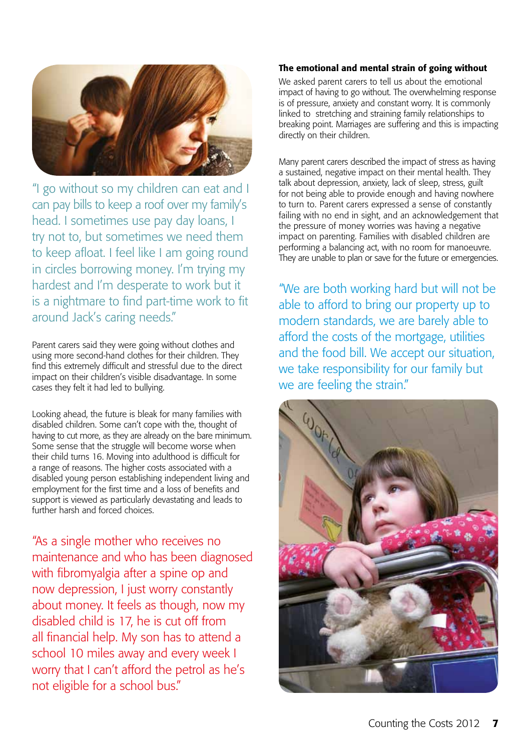"I go without so my children can eat and I can pay bills to keep a roof over my family's head. I sometimes use pay day loans, I try not to, but sometimes we need them to keep afloat. I feel like I am going round in circles borrowing money. I'm trying my hardest and I'm desperate to work but it is a nightmare to find part-time work to fit around Jack's caring needs."

Parent carers said they were going without clothes and using more second-hand clothes for their children. They find this extremely difficult and stressful due to the direct impact on their children's visible disadvantage. In some cases they felt it had led to bullying.

Looking ahead, the future is bleak for many families with disabled children. Some can't cope with the, thought of having to cut more, as they are already on the bare minimum. Some sense that the struggle will become worse when their child turns 16. Moving into adulthood is difficult for a range of reasons. The higher costs associated with a disabled young person establishing independent living and employment for the first time and a loss of benefits and support is viewed as particularly devastating and leads to further harsh and forced choices.

"As a single mother who receives no maintenance and who has been diagnosed with fibromyalgia after a spine op and now depression, I just worry constantly about money. It feels as though, now my disabled child is 17, he is cut off from all financial help. My son has to attend a school 10 miles away and every week I worry that I can't afford the petrol as he's not eligible for a school bus."

### The emotional and mental strain of going without

We asked parent carers to tell us about the emotional impact of having to go without. The overwhelming response is of pressure, anxiety and constant worry. It is commonly linked to stretching and straining family relationships to breaking point. Marriages are suffering and this is impacting directly on their children.

Many parent carers described the impact of stress as having a sustained, negative impact on their mental health. They talk about depression, anxiety, lack of sleep, stress, guilt for not being able to provide enough and having nowhere to turn to. Parent carers expressed a sense of constantly failing with no end in sight, and an acknowledgement that the pressure of money worries was having a negative impact on parenting. Families with disabled children are performing a balancing act, with no room for manoeuvre. They are unable to plan or save for the future or emergencies.

"We are both working hard but will not be able to afford to bring our property up to modern standards, we are barely able to afford the costs of the mortgage, utilities and the food bill. We accept our situation, we take responsibility for our family but we are feeling the strain."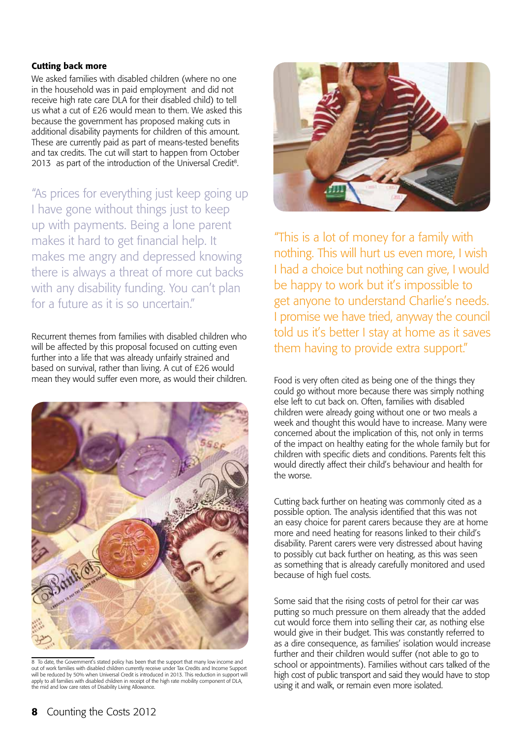### Cutting back more

We asked families with disabled children (where no one in the household was in paid employment and did not receive high rate care DLA for their disabled child) to tell us what a cut of £26 would mean to them. We asked this because the government has proposed making cuts in additional disability payments for children of this amount. These are currently paid as part of means-tested benefits and tax credits. The cut will start to happen from October 2013 as part of the introduction of the Universal Credit[8].

"As prices for everything just keep going up I have gone without things just to keep up with payments. Being a lone parent makes it hard to get financial help. It makes me angry and depressed knowing there is always a threat of more cut backs with any disability funding. You can't plan for a future as it is so uncertain."

Recurrent themes from families with disabled children who will be affected by this proposal focused on cutting even further into a life that was already unfairly strained and based on survival, rather than living. A cut of £26 would mean they would suffer even more, as would their children.

"This is a lot of money for a family with nothing. This will hurt us even more, I wish I had a choice but nothing can give, I would be happy to work but it's impossible to get anyone to understand Charlie's needs. I promise we have tried, anyway the council told us it's better I stay at home as it saves them having to provide extra support."

Food is very often cited as being one of the things they could go without more because there was simply nothing else left to cut back on. Often, families with disabled children were already going without one or two meals a week and thought this would have to increase. Many were concerned about the implication of this, not only in terms of the impact on healthy eating for the whole family but for children with specific diets and conditions. Parents felt this would directly affect their child's behaviour and health for the worse.

Cutting back further on heating was commonly cited as a possible option. The analysis identified that this was not an easy choice for parent carers because they are at home more and need heating for reasons linked to their child's disability. Parent carers were very distressed about having to possibly cut back further on heating, as this was seen as something that is already carefully monitored and used because of high fuel costs.

Some said that the rising costs of petrol for their car was putting so much pressure on them already that the added cut would force them into selling their car, as nothing else would give in their budget. This was constantly referred to as a dire consequence, as families' isolation would increase further and their children would suffer (not able to go to school or appointments). Families without cars talked of the high cost of public transport and said they would have to stop using it and walk, or remain even more isolated.

8 To date, the Government's stated policy has been that the support that many low income and out of work families with disabled children currently receive under Tax Credits and Income Support will be reduced by 50% when Universal Credit is introduced in 2013. This reduction in support will apply to all families with disabled children in receipt of the high rate mobility component of DLA, the mid and low care rates of Disability Living Allowance.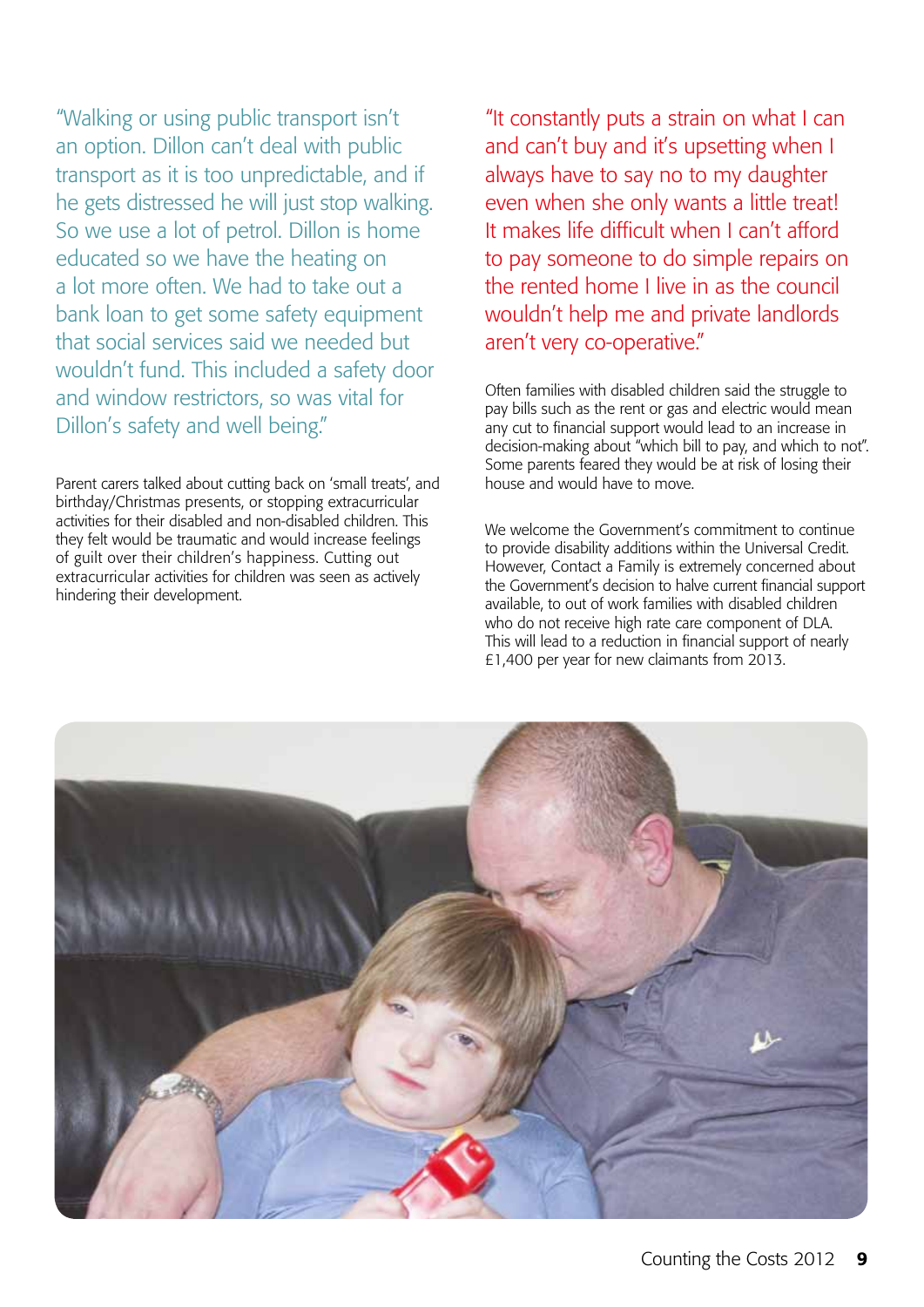"Walking or using public transport isn't an option. Dillon can't deal with public transport as it is too unpredictable, and if he gets distressed he will just stop walking. So we use a lot of petrol. Dillon is home educated so we have the heating on a lot more often. We had to take out a bank loan to get some safety equipment that social services said we needed but wouldn't fund. This included a safety door and window restrictors, so was vital for Dillon's safety and well being."

Parent carers talked about cutting back on 'small treats', and birthday/Christmas presents, or stopping extracurricular activities for their disabled and non-disabled children. This they felt would be traumatic and would increase feelings of guilt over their children's happiness. Cutting out extracurricular activities for children was seen as actively hindering their development.

"It constantly puts a strain on what I can and can't buy and it's upsetting when I always have to say no to my daughter even when she only wants a little treat! It makes life difficult when I can't afford to pay someone to do simple repairs on the rented home I live in as the council wouldn't help me and private landlords aren't very co-operative."

Often families with disabled children said the struggle to pay bills such as the rent or gas and electric would mean any cut to financial support would lead to an increase in decision-making about "which bill to pay, and which to not". Some parents feared they would be at risk of losing their house and would have to move.

We welcome the Government's commitment to continue to provide disability additions within the Universal Credit. However, Contact a Family is extremely concerned about the Government's decision to halve current financial support available, to out of work families with disabled children who do not receive high rate care component of DLA. This will lead to a reduction in financial support of nearly £1,400 per year for new claimants from 2013.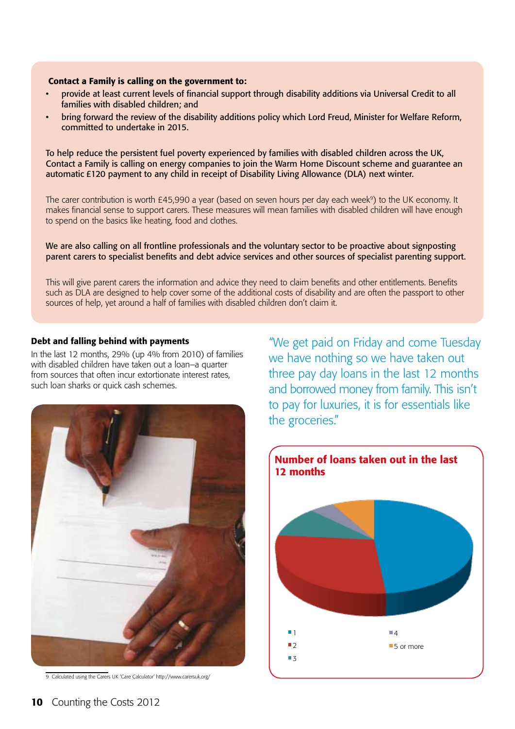**Contact a Family is calling on the government to:**

- provide at least current levels of financial support through disability additions via Universal Credit to all families with disabled children; and
- bring forward the review of the disability additions policy which Lord Freud, Minister for Welfare Reform, committed to undertake in 2015.

To help reduce the persistent fuel poverty experienced by families with disabled children across the UK, Contact a Family is calling on energy companies to join the Warm Home Discount scheme and guarantee an automatic £120 payment to any child in receipt of Disability Living Allowance (DLA) next winter.

The carer contribution is worth £45,990 a year (based on seven hours per day each week[9]) to the UK economy. It makes financial sense to support carers. These measures will mean families with disabled children will have enough to spend on the basics like heating, food and clothes.

We are also calling on all frontline professionals and the voluntary sector to be proactive about signposting parent carers to specialist benefits and debt advice services and other sources of specialist parenting support.

This will give parent carers the information and advice they need to claim benefits and other entitlements. Benefits such as DLA are designed to help cover some of the additional costs of disability and are often the passport to other sources of help, yet around a half of families with disabled children don't claim it.

### Debt and falling behind with payments

In the last 12 months, 29% (up 4% from 2010) of families with disabled children have taken out a loan–a quarter from sources that often incur extortionate interest rates, such loan sharks or quick cash schemes.

"We get paid on Friday and come Tuesday we have nothing so we have taken out three pay day loans in the last 12 months and borrowed money from family. This isn't to pay for luxuries, it is for essentials like the groceries."

**Number of loans taken out in the last 12 months**

- 1
- 2
- 3
- 4
- 5 or more

9 Calculated using the Carers UK 'Care Calculator' http://www.carersuk.org/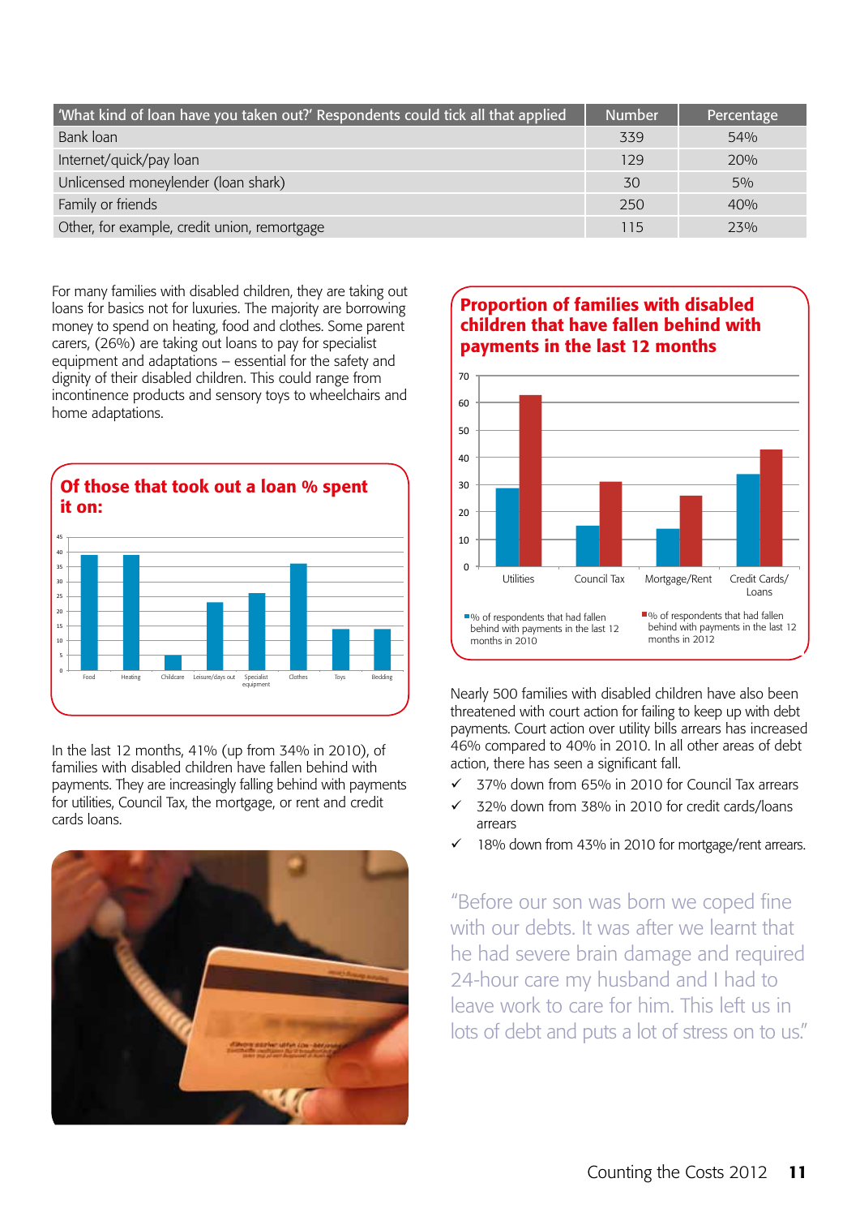| 'What kind of loan have you taken out?' Respondents could tick all that applied | Number | Percentage |
|---|---|---|
| Bank loan | 339 | 54% |
| Internet/quick/pay loan | 129 | 20% |
| Unlicensed moneylender (loan shark) | 30 | 5% |
| Family or friends | 250 | 40% |
| Other, for example, credit union, remortgage | 115 | 23% |

For many families with disabled children, they are taking out loans for basics not for luxuries. The majority are borrowing money to spend on heating, food and clothes. Some parent carers, (26%) are taking out loans to pay for specialist equipment and adaptations – essential for the safety and dignity of their disabled children. This could range from incontinence products and sensory toys to wheelchairs and home adaptations.

**Of those that took out a loan % spent it on:**

Food, Heating, Childcare, Leisure/days out, Specialist equipment, Clothes, Toys, Bedding

In the last 12 months, 41% (up from 34% in 2010), of families with disabled children have fallen behind with payments. They are increasingly falling behind with payments for utilities, Council Tax, the mortgage, or rent and credit cards loans.

**Proportion of families with disabled children that have fallen behind with payments in the last 12 months**

Utilities, Council Tax, Mortgage/Rent, Credit Cards/Loans

% of respondents that had fallen behind with payments in the last 12 months in 2010

% of respondents that had fallen behind with payments in the last 12 months in 2012

Nearly 500 families with disabled children have also been threatened with court action for failing to keep up with debt payments. Court action over utility bills arrears has increased 46% compared to 40% in 2010. In all other areas of debt action, there has seen a significant fall.

- ✓ 37% down from 65% in 2010 for Council Tax arrears
- ✓ 32% down from 38% in 2010 for credit cards/loans arrears
- ✓ 18% down from 43% in 2010 for mortgage/rent arrears.

"Before our son was born we coped fine with our debts. It was after we learnt that he had severe brain damage and required 24-hour care my husband and I had to leave work to care for him. This left us in lots of debt and puts a lot of stress on to us."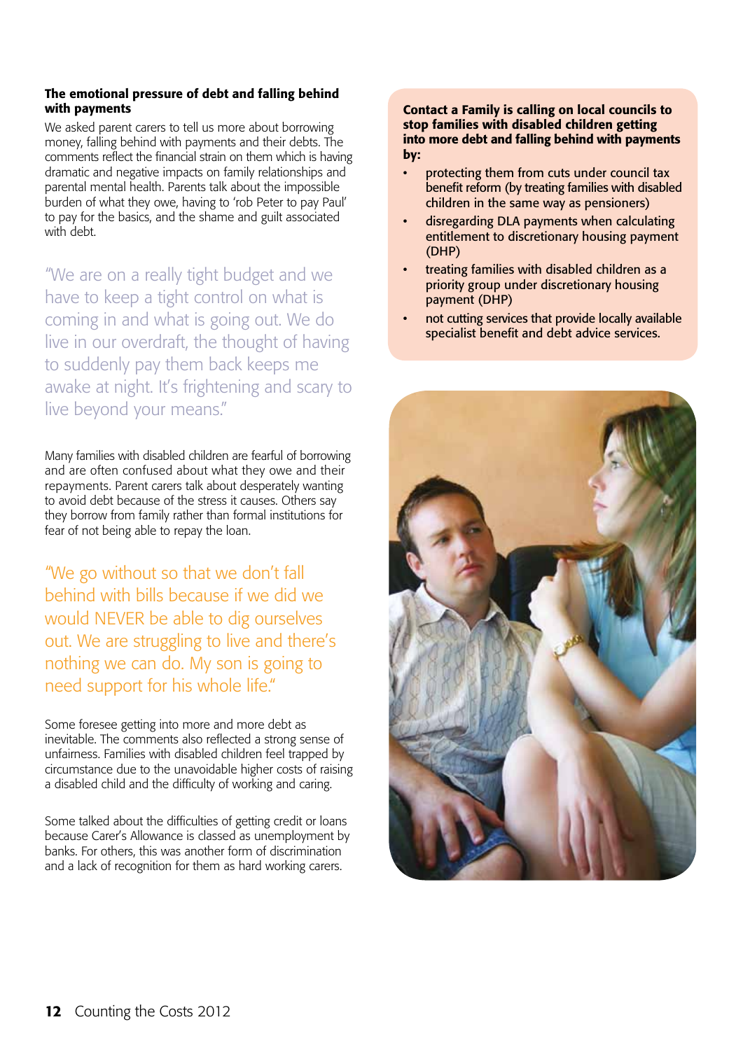### The emotional pressure of debt and falling behind with payments

We asked parent carers to tell us more about borrowing money, falling behind with payments and their debts. The comments reflect the financial strain on them which is having dramatic and negative impacts on family relationships and parental mental health. Parents talk about the impossible burden of what they owe, having to 'rob Peter to pay Paul' to pay for the basics, and the shame and guilt associated with debt.

"We are on a really tight budget and we have to keep a tight control on what is coming in and what is going out. We do live in our overdraft, the thought of having to suddenly pay them back keeps me awake at night. It's frightening and scary to live beyond your means."

Many families with disabled children are fearful of borrowing and are often confused about what they owe and their repayments. Parent carers talk about desperately wanting to avoid debt because of the stress it causes. Others say they borrow from family rather than formal institutions for fear of not being able to repay the loan.

"We go without so that we don't fall behind with bills because if we did we would NEVER be able to dig ourselves out. We are struggling to live and there's nothing we can do. My son is going to need support for his whole life."

Some foresee getting into more and more debt as inevitable. The comments also reflected a strong sense of unfairness. Families with disabled children feel trapped by circumstance due to the unavoidable higher costs of raising a disabled child and the difficulty of working and caring.

Some talked about the difficulties of getting credit or loans because Carer's Allowance is classed as unemployment by banks. For others, this was another form of discrimination and a lack of recognition for them as hard working carers.

**Contact a Family is calling on local councils to stop families with disabled children getting into more debt and falling behind with payments by:**

- protecting them from cuts under council tax benefit reform (by treating families with disabled children in the same way as pensioners)
- disregarding DLA payments when calculating entitlement to discretionary housing payment (DHP)
- treating families with disabled children as a priority group under discretionary housing payment (DHP)
- not cutting services that provide locally available specialist benefit and debt advice services.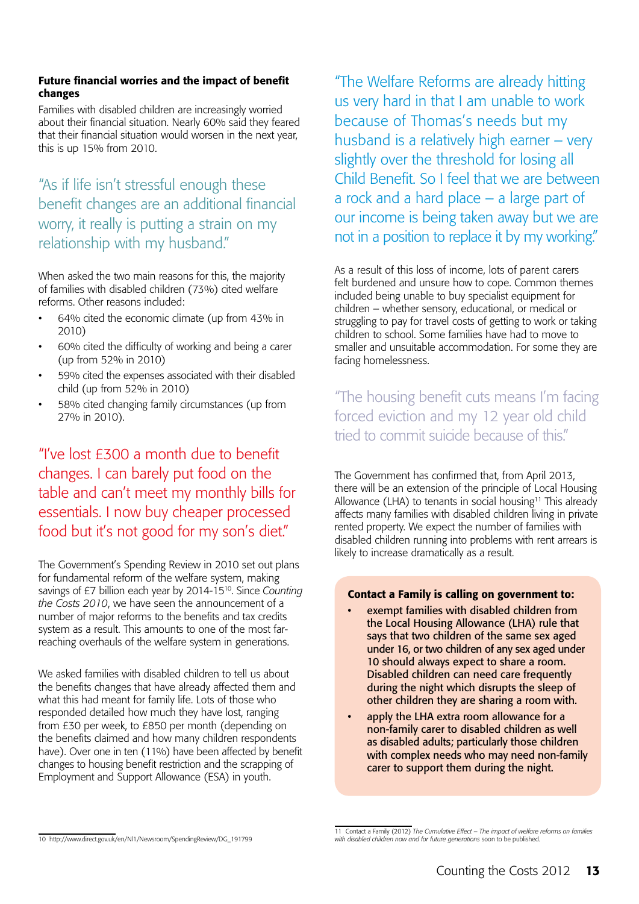### Future financial worries and the impact of benefit changes

Families with disabled children are increasingly worried about their financial situation. Nearly 60% said they feared that their financial situation would worsen in the next year, this is up 15% from 2010.

> "As if life isn't stressful enough these benefit changes are an additional financial worry, it really is putting a strain on my relationship with my husband."

When asked the two main reasons for this, the majority of families with disabled children (73%) cited welfare reforms. Other reasons included:

- 64% cited the economic climate (up from 43% in 2010)
- 60% cited the difficulty of working and being a carer (up from 52% in 2010)
- 59% cited the expenses associated with their disabled child (up from 52% in 2010)
- 58% cited changing family circumstances (up from 27% in 2010).

> "I've lost £300 a month due to benefit changes. I can barely put food on the table and can't meet my monthly bills for essentials. I now buy cheaper processed food but it's not good for my son's diet."

The Government's Spending Review in 2010 set out plans for fundamental reform of the welfare system, making savings of £7 billion each year by 2014-15[10]. Since *Counting the Costs 2010*, we have seen the announcement of a number of major reforms to the benefits and tax credits system as a result. This amounts to one of the most far-reaching overhauls of the welfare system in generations.

We asked families with disabled children to tell us about the benefits changes that have already affected them and what this had meant for family life. Lots of those who responded detailed how much they have lost, ranging from £30 per week, to £850 per month (depending on the benefits claimed and how many children respondents have). Over one in ten (11%) have been affected by benefit changes to housing benefit restriction and the scrapping of Employment and Support Allowance (ESA) in youth.

> "The Welfare Reforms are already hitting us very hard in that I am unable to work because of Thomas's needs but my husband is a relatively high earner – very slightly over the threshold for losing all Child Benefit. So I feel that we are between a rock and a hard place – a large part of our income is being taken away but we are not in a position to replace it by my working."

As a result of this loss of income, lots of parent carers felt burdened and unsure how to cope. Common themes included being unable to buy specialist equipment for children – whether sensory, educational, or medical or struggling to pay for travel costs of getting to work or taking children to school. Some families have had to move to smaller and unsuitable accommodation. For some they are facing homelessness.

> "The housing benefit cuts means I'm facing forced eviction and my 12 year old child tried to commit suicide because of this."

The Government has confirmed that, from April 2013, there will be an extension of the principle of Local Housing Allowance (LHA) to tenants in social housing[11] This already affects many families with disabled children living in private rented property. We expect the number of families with disabled children running into problems with rent arrears is likely to increase dramatically as a result.

**Contact a Family is calling on government to:**

- **exempt families with disabled children from the Local Housing Allowance (LHA) rule that says that two children of the same sex aged under 16, or two children of any sex aged under 10 should always expect to share a room. Disabled children can need care frequently during the night which disrupts the sleep of other children they are sharing a room with.**
- **apply the LHA extra room allowance for a non-family carer to disabled children as well as disabled adults; particularly those children with complex needs who may need non-family carer to support them during the night.**

10 http://www.direct.gov.uk/en/Nl1/Newsroom/SpendingReview/DG_191799

11 Contact a Family (2012) *The Cumulative Effect – The impact of welfare reforms on families with disabled children now and for future generations* soon to be published.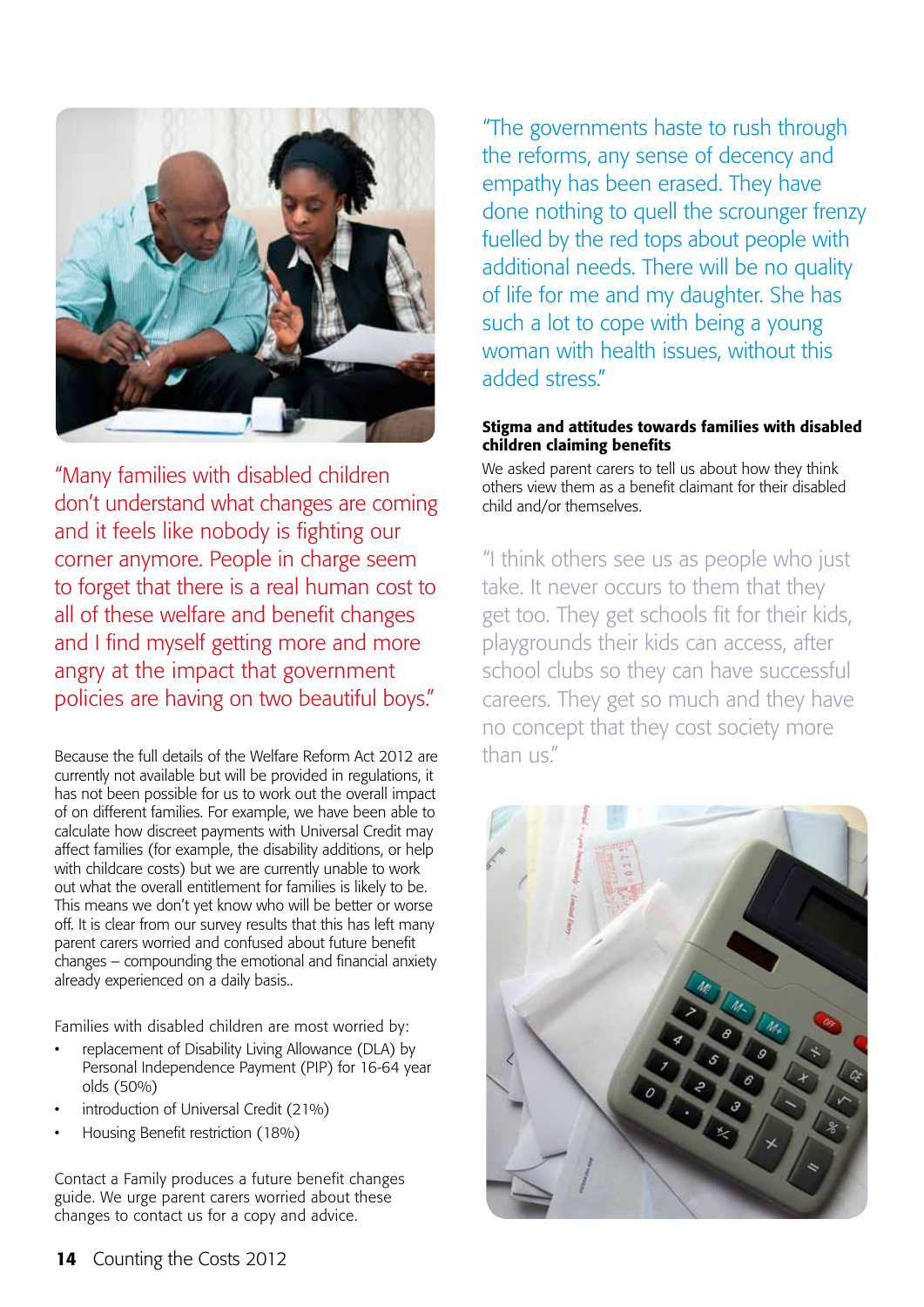"Many families with disabled children don't understand what changes are coming and it feels like nobody is fighting our corner anymore. People in charge seem to forget that there is a real human cost to all of these welfare and benefit changes and I find myself getting more and more angry at the impact that government policies are having on two beautiful boys."

Because the full details of the Welfare Reform Act 2012 are currently not available but will be provided in regulations, it has not been possible for us to work out the overall impact of on different families. For example, we have been able to calculate how discreet payments with Universal Credit may affect families (for example, the disability additions, or help with childcare costs) but we are currently unable to work out what the overall entitlement for families is likely to be. This means we don't yet know who will be better or worse off. It is clear from our survey results that this has left many parent carers worried and confused about future benefit changes – compounding the emotional and financial anxiety already experienced on a daily basis..

Families with disabled children are most worried by:

- replacement of Disability Living Allowance (DLA) by Personal Independence Payment (PIP) for 16-64 year olds (50%)
- introduction of Universal Credit (21%)
- Housing Benefit restriction (18%)

Contact a Family produces a future benefit changes guide. We urge parent carers worried about these changes to contact us for a copy and advice.

"The governments haste to rush through the reforms, any sense of decency and empathy has been erased. They have done nothing to quell the scrounger frenzy fuelled by the red tops about people with additional needs. There will be no quality of life for me and my daughter. She has such a lot to cope with being a young woman with health issues, without this added stress."

**Stigma and attitudes towards families with disabled children claiming benefits**

We asked parent carers to tell us about how they think others view them as a benefit claimant for their disabled child and/or themselves.

"I think others see us as people who just take. It never occurs to them that they get too. They get schools fit for their kids, playgrounds their kids can access, after school clubs so they can have successful careers. They get so much and they have no concept that they cost society more than us."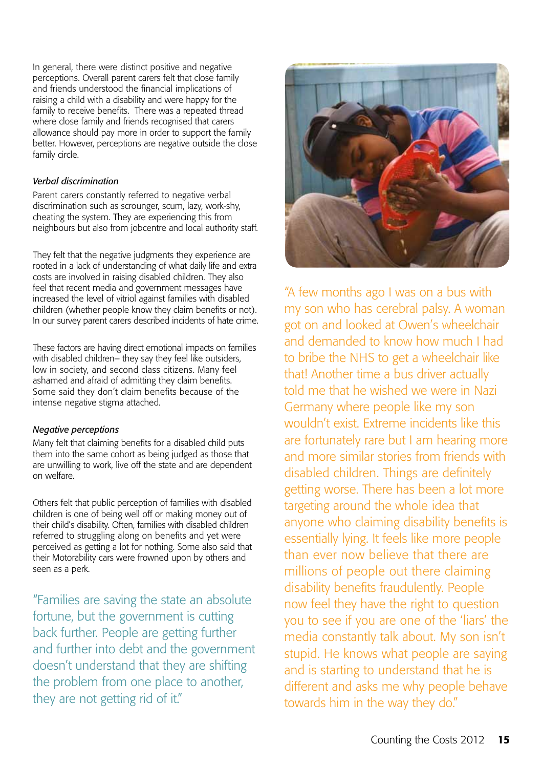In general, there were distinct positive and negative perceptions. Overall parent carers felt that close family and friends understood the financial implications of raising a child with a disability and were happy for the family to receive benefits. There was a repeated thread where close family and friends recognised that carers allowance should pay more in order to support the family better. However, perceptions are negative outside the close family circle.

*Verbal discrimination*

Parent carers constantly referred to negative verbal discrimination such as scrounger, scum, lazy, work-shy, cheating the system. They are experiencing this from neighbours but also from jobcentre and local authority staff.

They felt that the negative judgments they experience are rooted in a lack of understanding of what daily life and extra costs are involved in raising disabled children. They also feel that recent media and government messages have increased the level of vitriol against families with disabled children (whether people know they claim benefits or not). In our survey parent carers described incidents of hate crime.

These factors are having direct emotional impacts on families with disabled children– they say they feel like outsiders, low in society, and second class citizens. Many feel ashamed and afraid of admitting they claim benefits. Some said they don't claim benefits because of the intense negative stigma attached.

*Negative perceptions*

Many felt that claiming benefits for a disabled child puts them into the same cohort as being judged as those that are unwilling to work, live off the state and are dependent on welfare.

Others felt that public perception of families with disabled children is one of being well off or making money out of their child's disability. Often, families with disabled children referred to struggling along on benefits and yet were perceived as getting a lot for nothing. Some also said that their Motorability cars were frowned upon by others and seen as a perk.

"Families are saving the state an absolute fortune, but the government is cutting back further. People are getting further and further into debt and the government doesn't understand that they are shifting the problem from one place to another, they are not getting rid of it."

"A few months ago I was on a bus with my son who has cerebral palsy. A woman got on and looked at Owen's wheelchair and demanded to know how much I had to bribe the NHS to get a wheelchair like that! Another time a bus driver actually told me that he wished we were in Nazi Germany where people like my son wouldn't exist. Extreme incidents like this are fortunately rare but I am hearing more and more similar stories from friends with disabled children. Things are definitely getting worse. There has been a lot more targeting around the whole idea that anyone who claiming disability benefits is essentially lying. It feels like more people than ever now believe that there are millions of people out there claiming disability benefits fraudulently. People now feel they have the right to question you to see if you are one of the 'liars' the media constantly talk about. My son isn't stupid. He knows what people are saying and is starting to understand that he is different and asks me why people behave towards him in the way they do."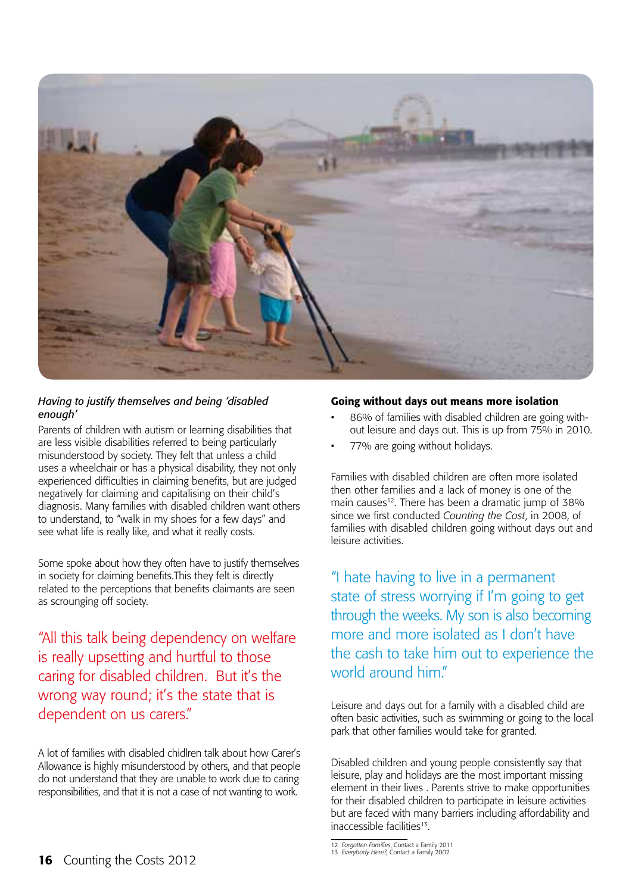*Having to justify themselves and being 'disabled enough'*

Parents of children with autism or learning disabilities that are less visible disabilities referred to being particularly misunderstood by society. They felt that unless a child uses a wheelchair or has a physical disability, they not only experienced difficulties in claiming benefits, but are judged negatively for claiming and capitalising on their child's diagnosis. Many families with disabled children want others to understand, to "walk in my shoes for a few days" and see what life is really like, and what it really costs.

Some spoke about how they often have to justify themselves in society for claiming benefits.This they felt is directly related to the perceptions that benefits claimants are seen as scrounging off society.

> "All this talk being dependency on welfare is really upsetting and hurtful to those caring for disabled children. But it's the wrong way round; it's the state that is dependent on us carers."

A lot of families with disabled chidlren talk about how Carer's Allowance is highly misunderstood by others, and that people do not understand that they are unable to work due to caring responsibilities, and that it is not a case of not wanting to work.

**Going without days out means more isolation**

- 86% of families with disabled children are going without leisure and days out. This is up from 75% in 2010.
- 77% are going without holidays.

Families with disabled children are often more isolated then other families and a lack of money is one of the main causes[12]. There has been a dramatic jump of 38% since we first conducted *Counting the Cost*, in 2008, of families with disabled children going without days out and leisure activities.

> "I hate having to live in a permanent state of stress worrying if I'm going to get through the weeks. My son is also becoming more and more isolated as I don't have the cash to take him out to experience the world around him."

Leisure and days out for a family with a disabled child are often basic activities, such as swimming or going to the local park that other families would take for granted.

Disabled children and young people consistently say that leisure, play and holidays are the most important missing element in their lives . Parents strive to make opportunities for their disabled children to participate in leisure activities but are faced with many barriers including affordability and inaccessible facilities[13].

12 *Forgotten Families*, Contact a Family 2011
13 *Everybody Here?*, Contact a Family 2002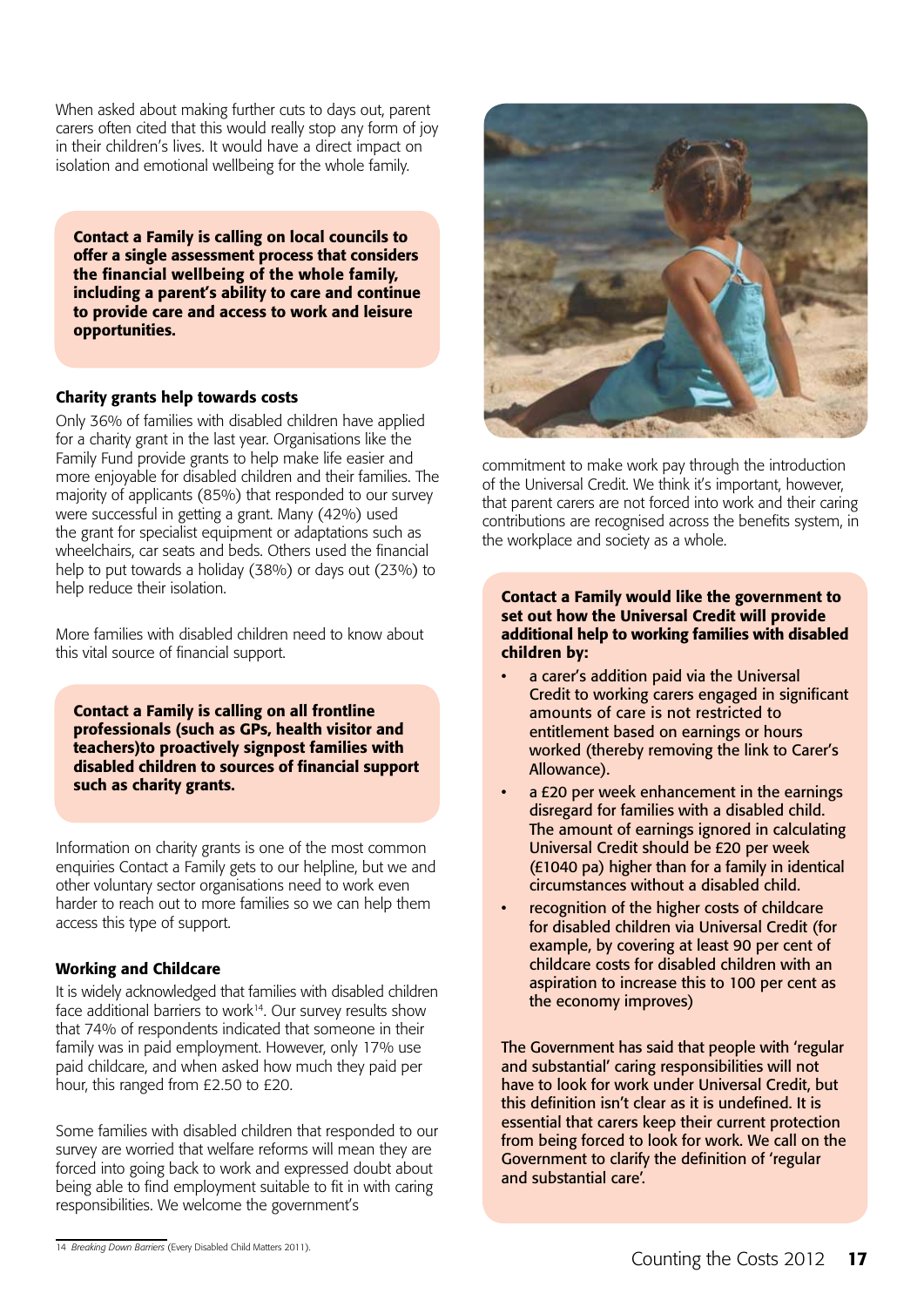When asked about making further cuts to days out, parent carers often cited that this would really stop any form of joy in their children's lives. It would have a direct impact on isolation and emotional wellbeing for the whole family.

**Contact a Family is calling on local councils to offer a single assessment process that considers the financial wellbeing of the whole family, including a parent's ability to care and continue to provide care and access to work and leisure opportunities.**

### Charity grants help towards costs

Only 36% of families with disabled children have applied for a charity grant in the last year. Organisations like the Family Fund provide grants to help make life easier and more enjoyable for disabled children and their families. The majority of applicants (85%) that responded to our survey were successful in getting a grant. Many (42%) used the grant for specialist equipment or adaptations such as wheelchairs, car seats and beds. Others used the financial help to put towards a holiday (38%) or days out (23%) to help reduce their isolation.

More families with disabled children need to know about this vital source of financial support.

**Contact a Family is calling on all frontline professionals (such as GPs, health visitor and teachers)to proactively signpost families with disabled children to sources of financial support such as charity grants.**

Information on charity grants is one of the most common enquiries Contact a Family gets to our helpline, but we and other voluntary sector organisations need to work even harder to reach out to more families so we can help them access this type of support.

### Working and Childcare

It is widely acknowledged that families with disabled children face additional barriers to work[14]. Our survey results show that 74% of respondents indicated that someone in their family was in paid employment. However, only 17% use paid childcare, and when asked how much they paid per hour, this ranged from £2.50 to £20.

Some families with disabled children that responded to our survey are worried that welfare reforms will mean they are forced into going back to work and expressed doubt about being able to find employment suitable to fit in with caring responsibilities. We welcome the government's commitment to make work pay through the introduction of the Universal Credit. We think it's important, however, that parent carers are not forced into work and their caring contributions are recognised across the benefits system, in the workplace and society as a whole.

**Contact a Family would like the government to set out how the Universal Credit will provide additional help to working families with disabled children by:**

- a carer's addition paid via the Universal Credit to working carers engaged in significant amounts of care is not restricted to entitlement based on earnings or hours worked (thereby removing the link to Carer's Allowance).
- a £20 per week enhancement in the earnings disregard for families with a disabled child. The amount of earnings ignored in calculating Universal Credit should be £20 per week (£1040 pa) higher than for a family in identical circumstances without a disabled child.
- recognition of the higher costs of childcare for disabled children via Universal Credit (for example, by covering at least 90 per cent of childcare costs for disabled children with an aspiration to increase this to 100 per cent as the economy improves)

The Government has said that people with 'regular and substantial' caring responsibilities will not have to look for work under Universal Credit, but this definition isn't clear as it is undefined. It is essential that carers keep their current protection from being forced to look for work. We call on the Government to clarify the definition of 'regular and substantial care'.

14 *Breaking Down Barriers* (Every Disabled Child Matters 2011).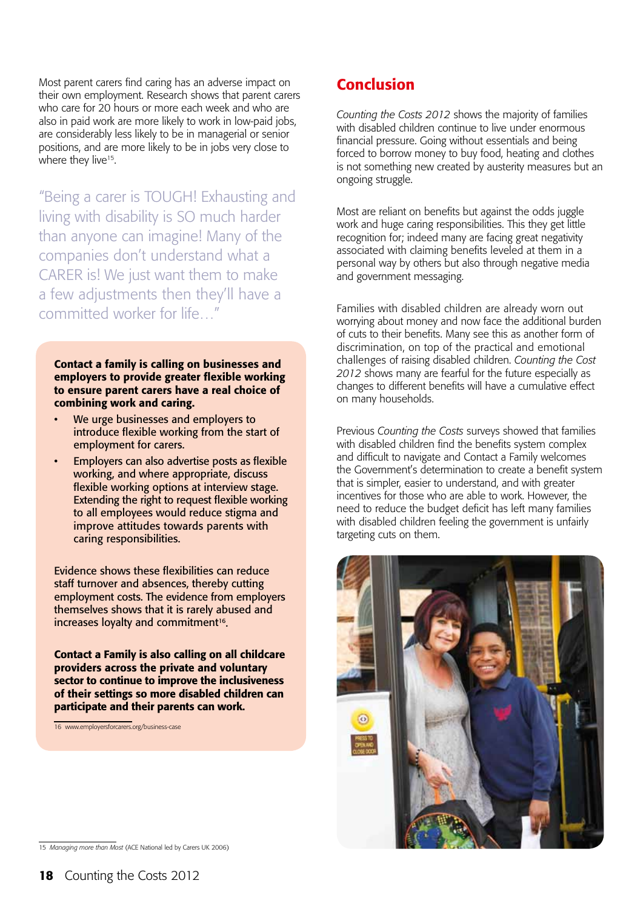Most parent carers find caring has an adverse impact on their own employment. Research shows that parent carers who care for 20 hours or more each week and who are also in paid work are more likely to work in low-paid jobs, are considerably less likely to be in managerial or senior positions, and are more likely to be in jobs very close to where they live[15].

"Being a carer is TOUGH! Exhausting and living with disability is SO much harder than anyone can imagine! Many of the companies don't understand what a CARER is! We just want them to make a few adjustments then they'll have a committed worker for life…"

**Contact a family is calling on businesses and employers to provide greater flexible working to ensure parent carers have a real choice of combining work and caring.**

- We urge businesses and employers to introduce flexible working from the start of employment for carers.
- Employers can also advertise posts as flexible working, and where appropriate, discuss flexible working options at interview stage. Extending the right to request flexible working to all employees would reduce stigma and improve attitudes towards parents with caring responsibilities.

Evidence shows these flexibilities can reduce staff turnover and absences, thereby cutting employment costs. The evidence from employers themselves shows that it is rarely abused and increases loyalty and commitment[16].

**Contact a Family is also calling on all childcare providers across the private and voluntary sector to continue to improve the inclusiveness of their settings so more disabled children can participate and their parents can work.**

16 www.employersforcarers.org/business-case

## Conclusion

*Counting the Costs 2012* shows the majority of families with disabled children continue to live under enormous financial pressure. Going without essentials and being forced to borrow money to buy food, heating and clothes is not something new created by austerity measures but an ongoing struggle.

Most are reliant on benefits but against the odds juggle work and huge caring responsibilities. This they get little recognition for; indeed many are facing great negativity associated with claiming benefits leveled at them in a personal way by others but also through negative media and government messaging.

Families with disabled children are already worn out worrying about money and now face the additional burden of cuts to their benefits. Many see this as another form of discrimination, on top of the practical and emotional challenges of raising disabled children. *Counting the Cost 2012* shows many are fearful for the future especially as changes to different benefits will have a cumulative effect on many households.

Previous *Counting the Costs* surveys showed that families with disabled children find the benefits system complex and difficult to navigate and Contact a Family welcomes the Government's determination to create a benefit system that is simpler, easier to understand, and with greater incentives for those who are able to work. However, the need to reduce the budget deficit has left many families with disabled children feeling the government is unfairly targeting cuts on them.

15 *Managing more than Most* (ACE National led by Carers UK 2006)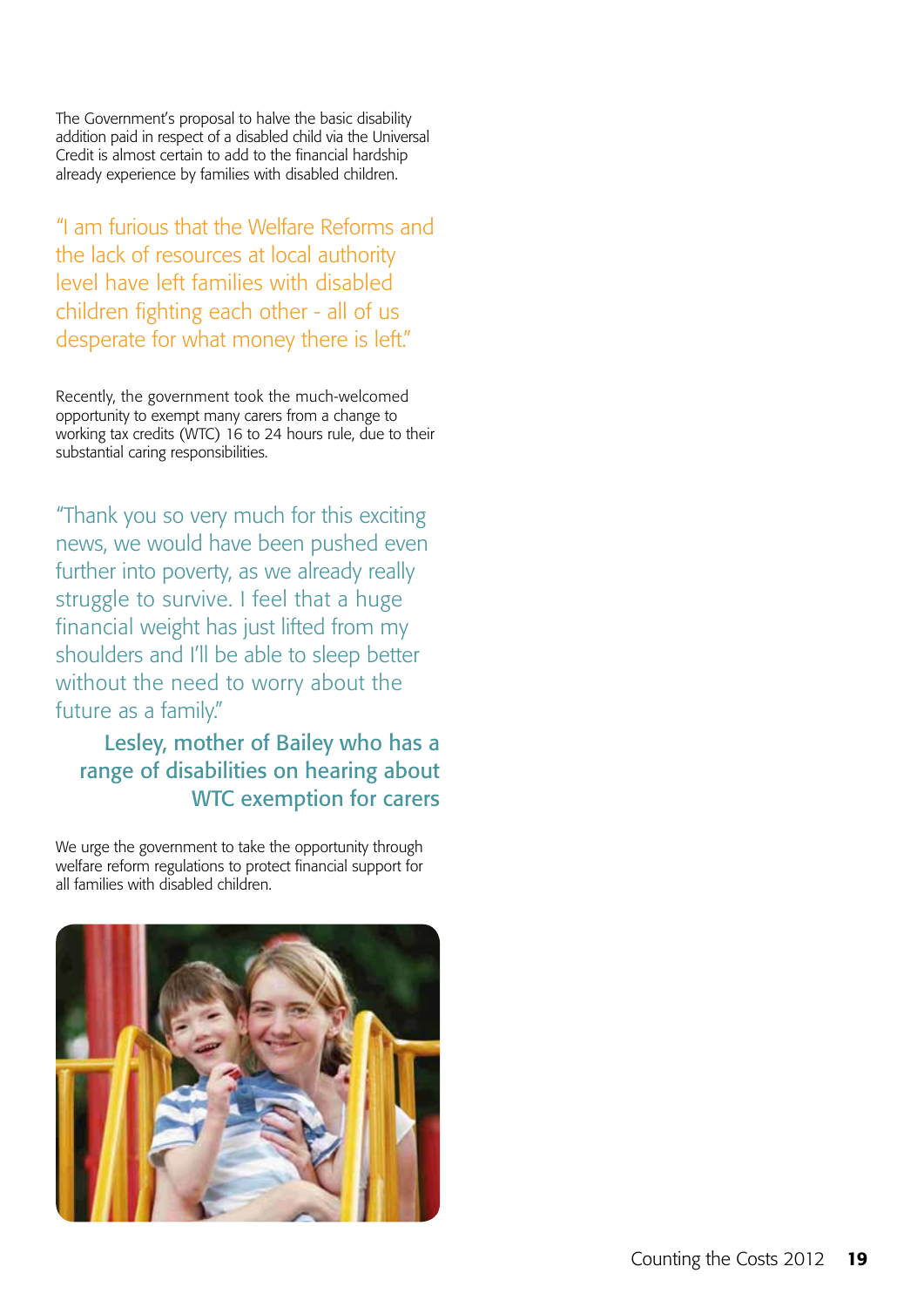The Government's proposal to halve the basic disability addition paid in respect of a disabled child via the Universal Credit is almost certain to add to the financial hardship already experience by families with disabled children.

> "I am furious that the Welfare Reforms and the lack of resources at local authority level have left families with disabled children fighting each other - all of us desperate for what money there is left."

Recently, the government took the much-welcomed opportunity to exempt many carers from a change to working tax credits (WTC) 16 to 24 hours rule, due to their substantial caring responsibilities.

> "Thank you so very much for this exciting news, we would have been pushed even further into poverty, as we already really struggle to survive. I feel that a huge financial weight has just lifted from my shoulders and I'll be able to sleep better without the need to worry about the future as a family."
>
> **Lesley, mother of Bailey who has a range of disabilities on hearing about WTC exemption for carers**

We urge the government to take the opportunity through welfare reform regulations to protect financial support for all families with disabled children.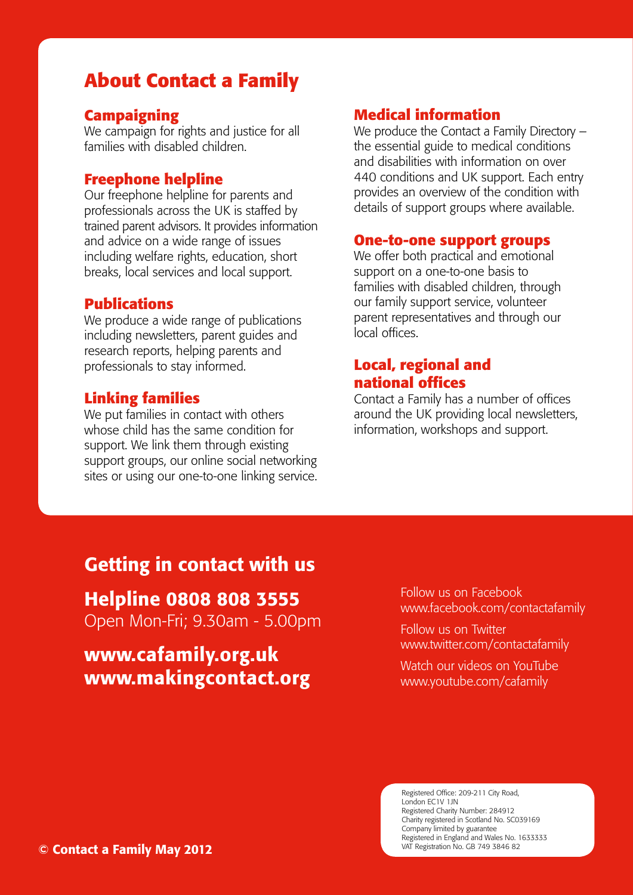## About Contact a Family

### Campaigning

We campaign for rights and justice for all families with disabled children.

### Freephone helpline

Our freephone helpline for parents and professionals across the UK is staffed by trained parent advisors. It provides information and advice on a wide range of issues including welfare rights, education, short breaks, local services and local support.

### Publications

We produce a wide range of publications including newsletters, parent guides and research reports, helping parents and professionals to stay informed.

### Linking families

We put families in contact with others whose child has the same condition for support. We link them through existing support groups, our online social networking sites or using our one-to-one linking service.

### Medical information

We produce the Contact a Family Directory – the essential guide to medical conditions and disabilities with information on over 440 conditions and UK support. Each entry provides an overview of the condition with details of support groups where available.

### One-to-one support groups

We offer both practical and emotional support on a one-to-one basis to families with disabled children, through our family support service, volunteer parent representatives and through our local offices.

### Local, regional and national offices

Contact a Family has a number of offices around the UK providing local newsletters, information, workshops and support.

## Getting in contact with us

**Helpline 0808 808 3555**
Open Mon-Fri; 9.30am - 5.00pm

**www.cafamily.org.uk**
**www.makingcontact.org**

Follow us on Facebook
www.facebook.com/contactafamily

Follow us on Twitter
www.twitter.com/contactafamily

Watch our videos on YouTube
www.youtube.com/cafamily

Registered Office: 209-211 City Road, London EC1V 1JN
Registered Charity Number: 284912
Charity registered in Scotland No. SC039169
Company limited by guarantee
Registered in England and Wales No. 1633333
VAT Registration No. GB 749 3846 82

**© Contact a Family May 2012**